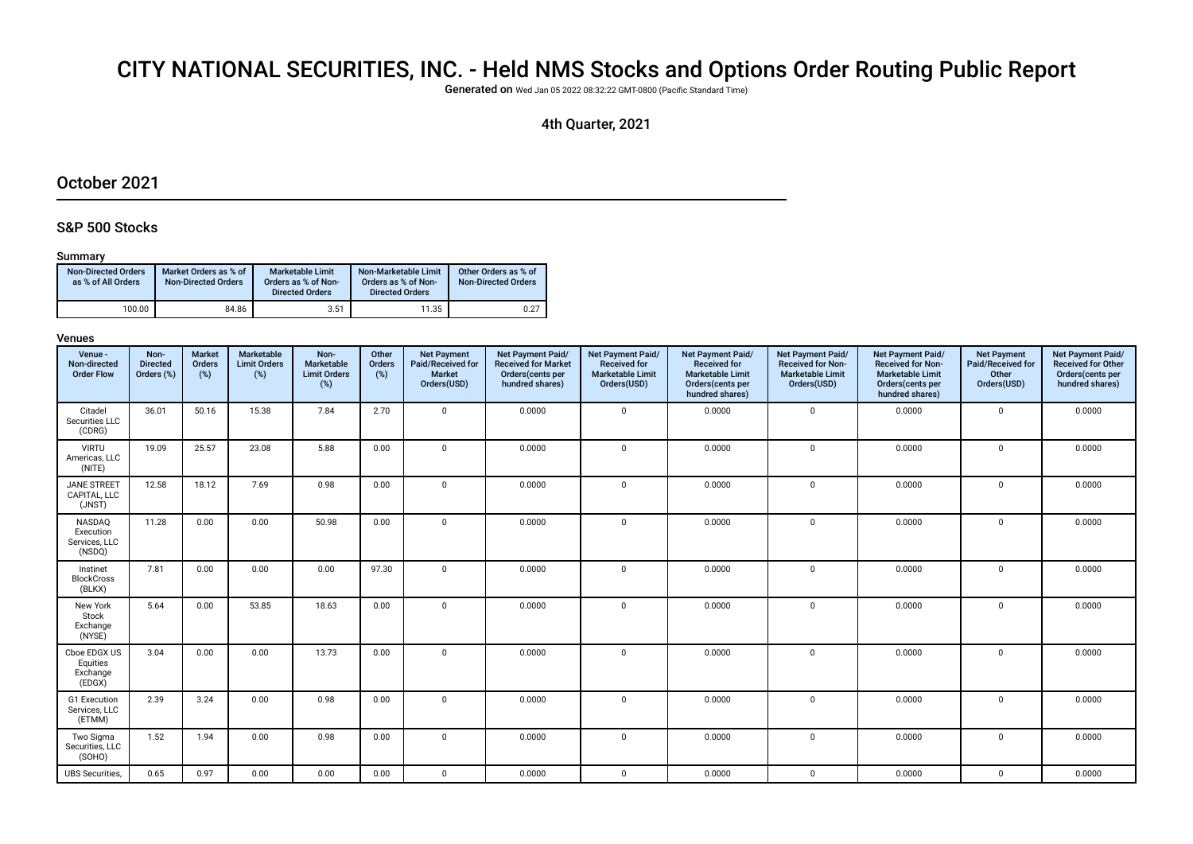# CITY NATIONAL SECURITIES, INC. - Held NMS Stocks and Options Order Routing Public Report

**Generated on** Wed Jan 05 2022 08:32:22 GMT-0800 (Pacific Standard Time)

4th Quarter, 2021

## October 2021

### S&P 500 Stocks

#### Summary

| Non-Directed Orders as % of All Orders | Market Orders as % of Non-Directed Orders | Marketable Limit Orders as % of Non-Directed Orders | Non-Marketable Limit Orders as % of Non-Directed Orders | Other Orders as % of Non-Directed Orders |
|---|---|---|---|---|
| 100.00 | 84.86 | 3.51 | 11.35 | 0.27 |

#### Venues

| Venue - Non-directed Order Flow | Non-Directed Orders (%) | Market Orders (%) | Marketable Limit Orders (%) | Non-Marketable Limit Orders (%) | Other Orders (%) | Net Payment Paid/Received for Market Orders(USD) | Net Payment Paid/Received for Market Orders(cents per hundred shares) | Net Payment Paid/Received for Marketable Limit Orders(USD) | Net Payment Paid/Received for Marketable Limit Orders(cents per hundred shares) | Net Payment Paid/Received for Non-Marketable Limit Orders(USD) | Net Payment Paid/Received for Non-Marketable Limit Orders(cents per hundred shares) | Net Payment Paid/Received for Other Orders(USD) | Net Payment Paid/Received for Other Orders(cents per hundred shares) |
|---|---|---|---|---|---|---|---|---|---|---|---|---|---|
| Citadel Securities LLC (CDRG) | 36.01 | 50.16 | 15.38 | 7.84 | 2.70 | 0 | 0.0000 | 0 | 0.0000 | 0 | 0.0000 | 0 | 0.0000 |
| VIRTU Americas, LLC (NITE) | 19.09 | 25.57 | 23.08 | 5.88 | 0.00 | 0 | 0.0000 | 0 | 0.0000 | 0 | 0.0000 | 0 | 0.0000 |
| JANE STREET CAPITAL, LLC (JNST) | 12.58 | 18.12 | 7.69 | 0.98 | 0.00 | 0 | 0.0000 | 0 | 0.0000 | 0 | 0.0000 | 0 | 0.0000 |
| NASDAQ Execution Services, LLC (NSDQ) | 11.28 | 0.00 | 0.00 | 50.98 | 0.00 | 0 | 0.0000 | 0 | 0.0000 | 0 | 0.0000 | 0 | 0.0000 |
| Instinet BlockCross (BLKX) | 7.81 | 0.00 | 0.00 | 0.00 | 97.30 | 0 | 0.0000 | 0 | 0.0000 | 0 | 0.0000 | 0 | 0.0000 |
| New York Stock Exchange (NYSE) | 5.64 | 0.00 | 53.85 | 18.63 | 0.00 | 0 | 0.0000 | 0 | 0.0000 | 0 | 0.0000 | 0 | 0.0000 |
| Cboe EDGX US Equities Exchange (EDGX) | 3.04 | 0.00 | 0.00 | 13.73 | 0.00 | 0 | 0.0000 | 0 | 0.0000 | 0 | 0.0000 | 0 | 0.0000 |
| G1 Execution Services, LLC (ETMM) | 2.39 | 3.24 | 0.00 | 0.98 | 0.00 | 0 | 0.0000 | 0 | 0.0000 | 0 | 0.0000 | 0 | 0.0000 |
| Two Sigma Securities, LLC (SOHO) | 1.52 | 1.94 | 0.00 | 0.98 | 0.00 | 0 | 0.0000 | 0 | 0.0000 | 0 | 0.0000 | 0 | 0.0000 |
| UBS Securities, | 0.65 | 0.97 | 0.00 | 0.00 | 0.00 | 0 | 0.0000 | 0 | 0.0000 | 0 | 0.0000 | 0 | 0.0000 |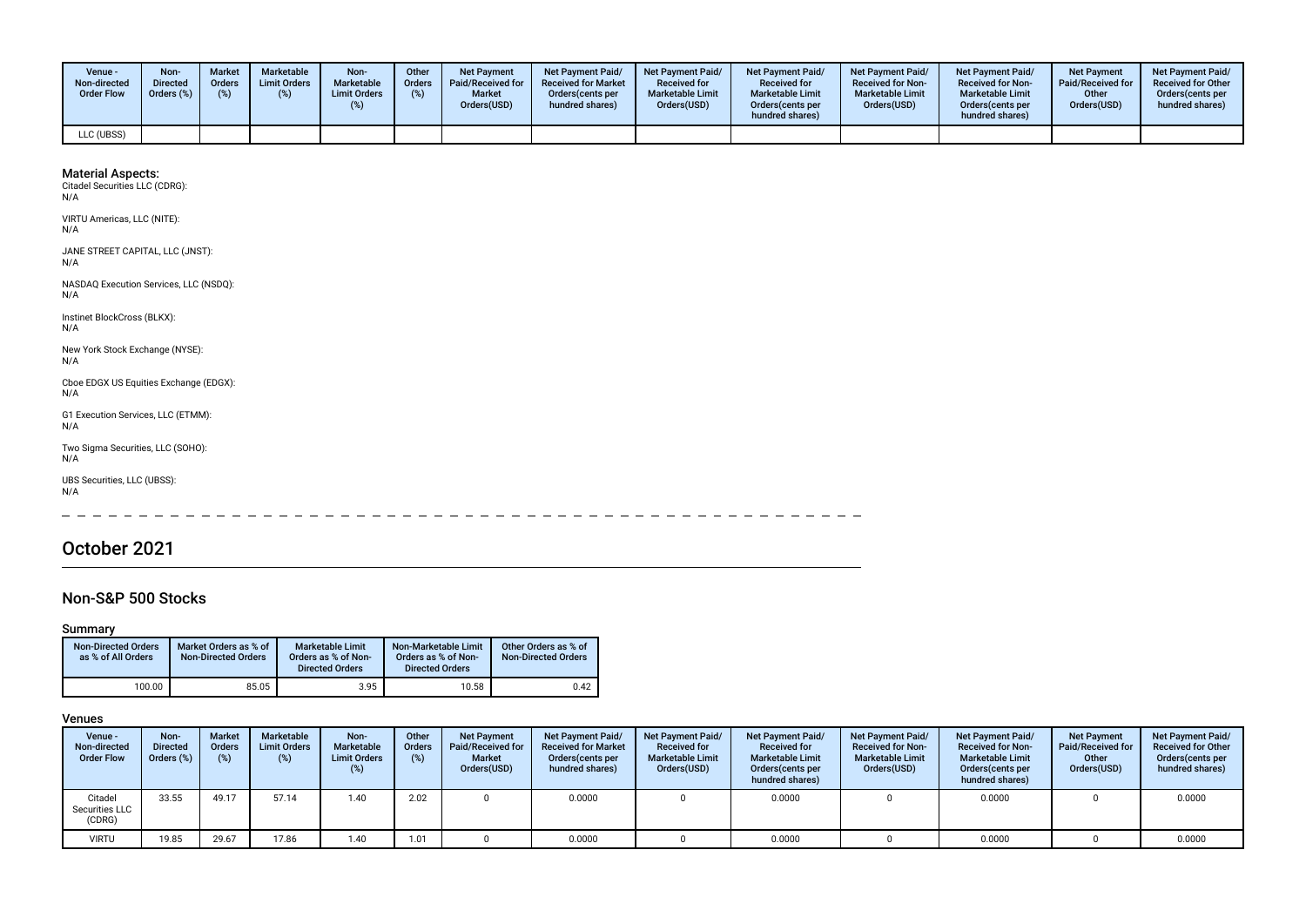| Venue - Non-directed Order Flow | Non-Directed Orders (%) | Market Orders (%) | Marketable Limit Orders (%) | Non-Marketable Limit Orders (%) | Other Orders (%) | Net Payment Paid/Received for Market Orders(USD) | Net Payment Paid/ Received for Market Orders(cents per hundred shares) | Net Payment Paid/ Received for Marketable Limit Orders(USD) | Net Payment Paid/ Received for Marketable Limit Orders(cents per hundred shares) | Net Payment Paid/ Received for Non-Marketable Limit Orders(USD) | Net Payment Paid/ Received for Non-Marketable Limit Orders(cents per hundred shares) | Net Payment Paid/Received for Other Orders(USD) | Net Payment Paid/ Received for Other Orders(cents per hundred shares) |
|---|---|---|---|---|---|---|---|---|---|---|---|---|---|
| LLC (UBSS) | | | | | | | | | | | | | |

**Material Aspects:**

Citadel Securities LLC (CDRG):
N/A

VIRTU Americas, LLC (NITE):
N/A

JANE STREET CAPITAL, LLC (JNST):
N/A

NASDAQ Execution Services, LLC (NSDQ):
N/A

Instinet BlockCross (BLKX):
N/A

New York Stock Exchange (NYSE):
N/A

Cboe EDGX US Equities Exchange (EDGX):
N/A

G1 Execution Services, LLC (ETMM):
N/A

Two Sigma Securities, LLC (SOHO):
N/A

UBS Securities, LLC (UBSS):
N/A

# October 2021

## Non-S&P 500 Stocks

### Summary

| Non-Directed Orders as % of All Orders | Market Orders as % of Non-Directed Orders | Marketable Limit Orders as % of Non-Directed Orders | Non-Marketable Limit Orders as % of Non-Directed Orders | Other Orders as % of Non-Directed Orders |
|---|---|---|---|---|
| 100.00 | 85.05 | 3.95 | 10.58 | 0.42 |

### Venues

| Venue - Non-directed Order Flow | Non-Directed Orders (%) | Market Orders (%) | Marketable Limit Orders (%) | Non-Marketable Limit Orders (%) | Other Orders (%) | Net Payment Paid/Received for Market Orders(USD) | Net Payment Paid/ Received for Market Orders(cents per hundred shares) | Net Payment Paid/ Received for Marketable Limit Orders(USD) | Net Payment Paid/ Received for Marketable Limit Orders(cents per hundred shares) | Net Payment Paid/ Received for Non-Marketable Limit Orders(USD) | Net Payment Paid/ Received for Non-Marketable Limit Orders(cents per hundred shares) | Net Payment Paid/Received for Other Orders(USD) | Net Payment Paid/ Received for Other Orders(cents per hundred shares) |
|---|---|---|---|---|---|---|---|---|---|---|---|---|---|
| Citadel Securities LLC (CDRG) | 33.55 | 49.17 | 57.14 | 1.40 | 2.02 | 0 | 0.0000 | 0 | 0.0000 | 0 | 0.0000 | 0 | 0.0000 |
| VIRTU | 19.85 | 29.67 | 17.86 | 1.40 | 1.01 | 0 | 0.0000 | 0 | 0.0000 | 0 | 0.0000 | 0 | 0.0000 |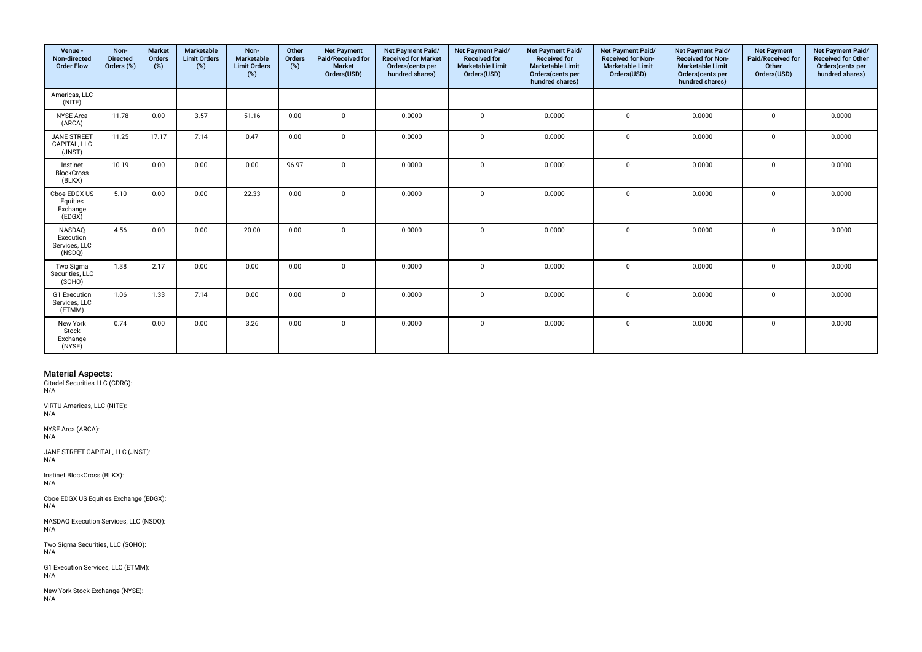| Venue - Non-directed Order Flow | Non-Directed Orders (%) | Market Orders (%) | Marketable Limit Orders (%) | Non-Marketable Limit Orders (%) | Other Orders (%) | Net Payment Paid/Received for Market Orders(USD) | Net Payment Paid/ Received for Market Orders(cents per hundred shares) | Net Payment Paid/ Received for Marketable Limit Orders(USD) | Net Payment Paid/ Received for Marketable Limit Orders(cents per hundred shares) | Net Payment Paid/ Received for Non-Marketable Limit Orders(USD) | Net Payment Paid/ Received for Non-Marketable Limit Orders(cents per hundred shares) | Net Payment Paid/Received for Other Orders(USD) | Net Payment Paid/ Received for Other Orders(cents per hundred shares) |
|---|---|---|---|---|---|---|---|---|---|---|---|---|---|
| Americas, LLC (NITE) | | | | | | | | | | | | | |
| NYSE Arca (ARCA) | 11.78 | 0.00 | 3.57 | 51.16 | 0.00 | 0 | 0.0000 | 0 | 0.0000 | 0 | 0.0000 | 0 | 0.0000 |
| JANE STREET CAPITAL, LLC (JNST) | 11.25 | 17.17 | 7.14 | 0.47 | 0.00 | 0 | 0.0000 | 0 | 0.0000 | 0 | 0.0000 | 0 | 0.0000 |
| Instinet BlockCross (BLKX) | 10.19 | 0.00 | 0.00 | 0.00 | 96.97 | 0 | 0.0000 | 0 | 0.0000 | 0 | 0.0000 | 0 | 0.0000 |
| Cboe EDGX US Equities Exchange (EDGX) | 5.10 | 0.00 | 0.00 | 22.33 | 0.00 | 0 | 0.0000 | 0 | 0.0000 | 0 | 0.0000 | 0 | 0.0000 |
| NASDAQ Execution Services, LLC (NSDQ) | 4.56 | 0.00 | 0.00 | 20.00 | 0.00 | 0 | 0.0000 | 0 | 0.0000 | 0 | 0.0000 | 0 | 0.0000 |
| Two Sigma Securities, LLC (SOHO) | 1.38 | 2.17 | 0.00 | 0.00 | 0.00 | 0 | 0.0000 | 0 | 0.0000 | 0 | 0.0000 | 0 | 0.0000 |
| G1 Execution Services, LLC (ETMM) | 1.06 | 1.33 | 7.14 | 0.00 | 0.00 | 0 | 0.0000 | 0 | 0.0000 | 0 | 0.0000 | 0 | 0.0000 |
| New York Stock Exchange (NYSE) | 0.74 | 0.00 | 0.00 | 3.26 | 0.00 | 0 | 0.0000 | 0 | 0.0000 | 0 | 0.0000 | 0 | 0.0000 |

## Material Aspects:

Citadel Securities LLC (CDRG):
N/A

VIRTU Americas, LLC (NITE):
N/A

NYSE Arca (ARCA):
N/A

JANE STREET CAPITAL, LLC (JNST):
N/A

Instinet BlockCross (BLKX):
N/A

Cboe EDGX US Equities Exchange (EDGX):
N/A

NASDAQ Execution Services, LLC (NSDQ):
N/A

Two Sigma Securities, LLC (SOHO):
N/A

G1 Execution Services, LLC (ETMM):
N/A

New York Stock Exchange (NYSE):
N/A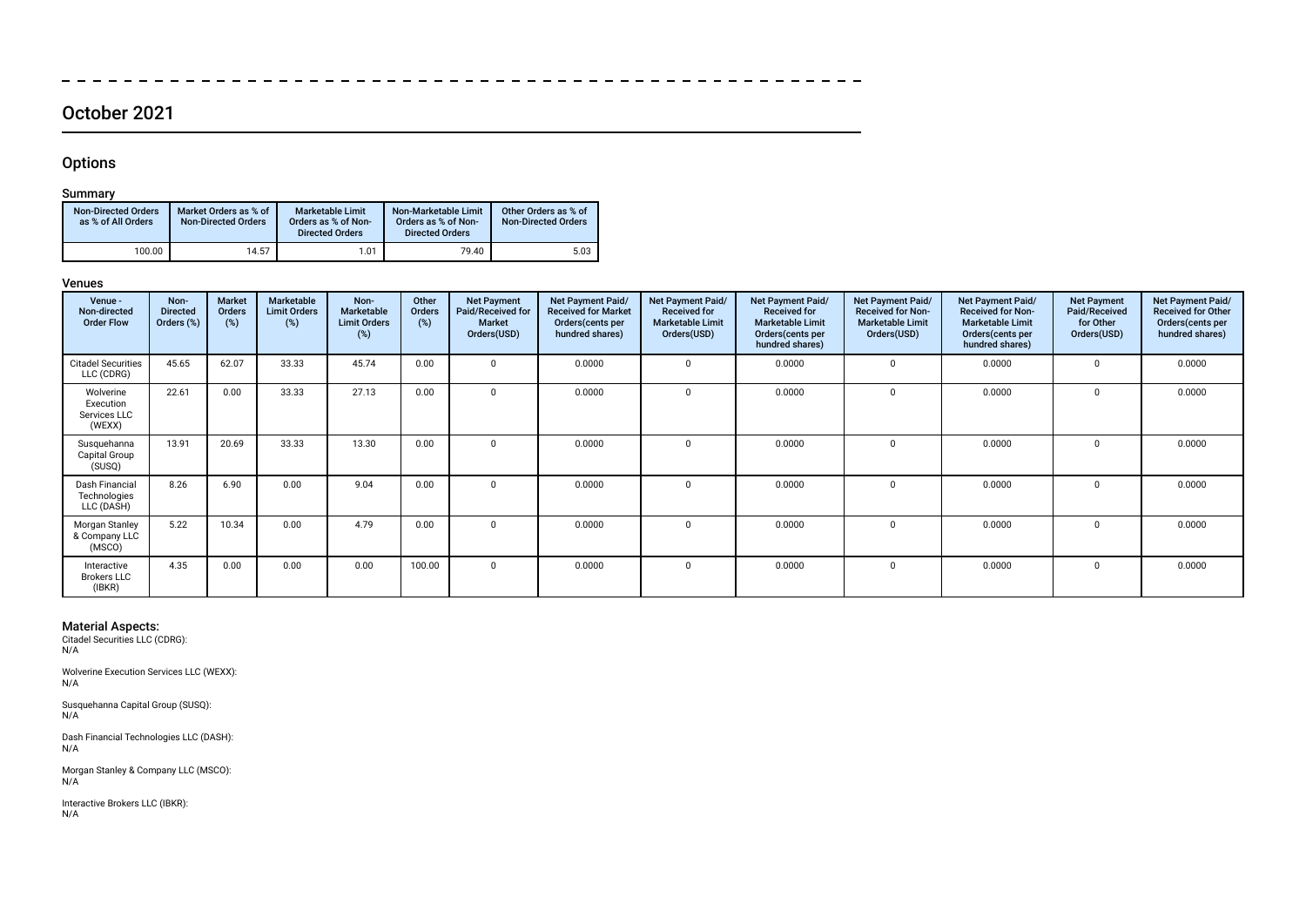## October 2021

### Options

#### Summary

| Non-Directed Orders as % of All Orders | Market Orders as % of Non-Directed Orders | Marketable Limit Orders as % of Non-Directed Orders | Non-Marketable Limit Orders as % of Non-Directed Orders | Other Orders as % of Non-Directed Orders |
|---|---|---|---|---|
| 100.00 | 14.57 | 1.01 | 79.40 | 5.03 |

#### Venues

| Venue - Non-directed Order Flow | Non-Directed Orders (%) | Market Orders (%) | Marketable Limit Orders (%) | Non-Marketable Limit Orders (%) | Other Orders (%) | Net Payment Paid/Received for Market Orders(USD) | Net Payment Paid/ Received for Market Orders(cents per hundred shares) | Net Payment Paid/ Received for Marketable Limit Orders(USD) | Net Payment Paid/ Received for Marketable Limit Orders(cents per hundred shares) | Net Payment Paid/ Received for Non-Marketable Limit Orders(USD) | Net Payment Paid/ Received for Non-Marketable Limit Orders(cents per hundred shares) | Net Payment Paid/Received for Other Orders(USD) | Net Payment Paid/ Received for Other Orders(cents per hundred shares) |
|---|---|---|---|---|---|---|---|---|---|---|---|---|---|
| Citadel Securities LLC (CDRG) | 45.65 | 62.07 | 33.33 | 45.74 | 0.00 | 0 | 0.0000 | 0 | 0.0000 | 0 | 0.0000 | 0 | 0.0000 |
| Wolverine Execution Services LLC (WEXX) | 22.61 | 0.00 | 33.33 | 27.13 | 0.00 | 0 | 0.0000 | 0 | 0.0000 | 0 | 0.0000 | 0 | 0.0000 |
| Susquehanna Capital Group (SUSQ) | 13.91 | 20.69 | 33.33 | 13.30 | 0.00 | 0 | 0.0000 | 0 | 0.0000 | 0 | 0.0000 | 0 | 0.0000 |
| Dash Financial Technologies LLC (DASH) | 8.26 | 6.90 | 0.00 | 9.04 | 0.00 | 0 | 0.0000 | 0 | 0.0000 | 0 | 0.0000 | 0 | 0.0000 |
| Morgan Stanley & Company LLC (MSCO) | 5.22 | 10.34 | 0.00 | 4.79 | 0.00 | 0 | 0.0000 | 0 | 0.0000 | 0 | 0.0000 | 0 | 0.0000 |
| Interactive Brokers LLC (IBKR) | 4.35 | 0.00 | 0.00 | 0.00 | 100.00 | 0 | 0.0000 | 0 | 0.0000 | 0 | 0.0000 | 0 | 0.0000 |

#### Material Aspects:

Citadel Securities LLC (CDRG):
N/A

Wolverine Execution Services LLC (WEXX):
N/A

Susquehanna Capital Group (SUSQ):
N/A

Dash Financial Technologies LLC (DASH):
N/A

Morgan Stanley & Company LLC (MSCO):
N/A

Interactive Brokers LLC (IBKR):
N/A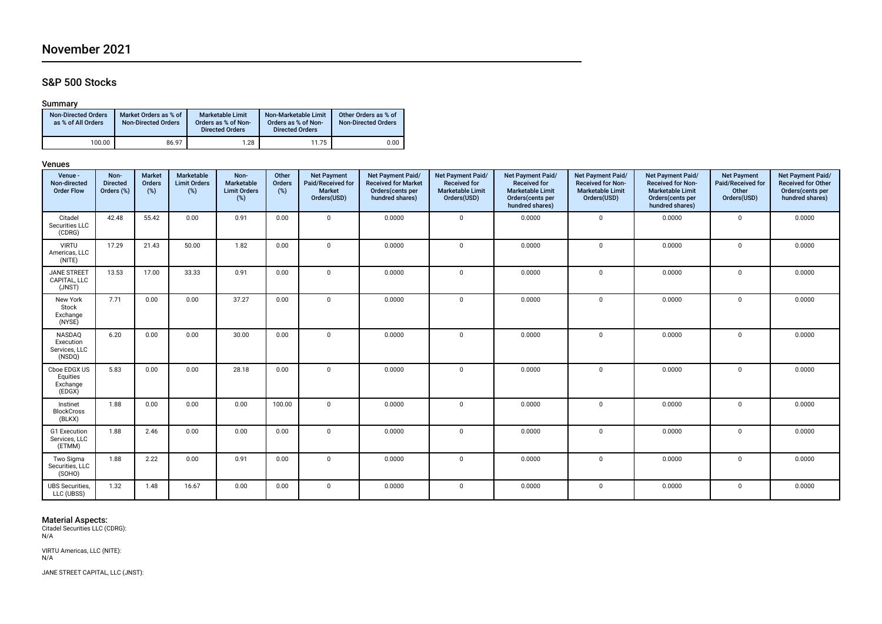# November 2021

## S&P 500 Stocks

### Summary

| Non-Directed Orders as % of All Orders | Market Orders as % of Non-Directed Orders | Marketable Limit Orders as % of Non-Directed Orders | Non-Marketable Limit Orders as % of Non-Directed Orders | Other Orders as % of Non-Directed Orders |
|---|---|---|---|---|
| 100.00 | 86.97 | 1.28 | 11.75 | 0.00 |

### Venues

| Venue - Non-directed Order Flow | Non-Directed Orders (%) | Market Orders (%) | Marketable Limit Orders (%) | Non-Marketable Limit Orders (%) | Other Orders (%) | Net Payment Paid/Received for Market Orders(USD) | Net Payment Paid/Received for Market Orders(cents per hundred shares) | Net Payment Paid/Received for Marketable Limit Orders(USD) | Net Payment Paid/Received for Marketable Limit Orders(cents per hundred shares) | Net Payment Paid/Received for Non-Marketable Limit Orders(USD) | Net Payment Paid/Received for Non-Marketable Limit Orders(cents per hundred shares) | Net Payment Paid/Received for Other Orders(USD) | Net Payment Paid/Received for Other Orders(cents per hundred shares) |
|---|---|---|---|---|---|---|---|---|---|---|---|---|---|
| Citadel Securities LLC (CDRG) | 42.48 | 55.42 | 0.00 | 0.91 | 0.00 | 0 | 0.0000 | 0 | 0.0000 | 0 | 0.0000 | 0 | 0.0000 |
| VIRTU Americas, LLC (NITE) | 17.29 | 21.43 | 50.00 | 1.82 | 0.00 | 0 | 0.0000 | 0 | 0.0000 | 0 | 0.0000 | 0 | 0.0000 |
| JANE STREET CAPITAL, LLC (JNST) | 13.53 | 17.00 | 33.33 | 0.91 | 0.00 | 0 | 0.0000 | 0 | 0.0000 | 0 | 0.0000 | 0 | 0.0000 |
| New York Stock Exchange (NYSE) | 7.71 | 0.00 | 0.00 | 37.27 | 0.00 | 0 | 0.0000 | 0 | 0.0000 | 0 | 0.0000 | 0 | 0.0000 |
| NASDAQ Execution Services, LLC (NSDQ) | 6.20 | 0.00 | 0.00 | 30.00 | 0.00 | 0 | 0.0000 | 0 | 0.0000 | 0 | 0.0000 | 0 | 0.0000 |
| Cboe EDGX US Equities Exchange (EDGX) | 5.83 | 0.00 | 0.00 | 28.18 | 0.00 | 0 | 0.0000 | 0 | 0.0000 | 0 | 0.0000 | 0 | 0.0000 |
| Instinet BlockCross (BLKX) | 1.88 | 0.00 | 0.00 | 0.00 | 100.00 | 0 | 0.0000 | 0 | 0.0000 | 0 | 0.0000 | 0 | 0.0000 |
| G1 Execution Services, LLC (ETMM) | 1.88 | 2.46 | 0.00 | 0.00 | 0.00 | 0 | 0.0000 | 0 | 0.0000 | 0 | 0.0000 | 0 | 0.0000 |
| Two Sigma Securities, LLC (SOHO) | 1.88 | 2.22 | 0.00 | 0.91 | 0.00 | 0 | 0.0000 | 0 | 0.0000 | 0 | 0.0000 | 0 | 0.0000 |
| UBS Securities, LLC (UBSS) | 1.32 | 1.48 | 16.67 | 0.00 | 0.00 | 0 | 0.0000 | 0 | 0.0000 | 0 | 0.0000 | 0 | 0.0000 |

### Material Aspects:

Citadel Securities LLC (CDRG):
N/A

VIRTU Americas, LLC (NITE):
N/A

JANE STREET CAPITAL, LLC (JNST):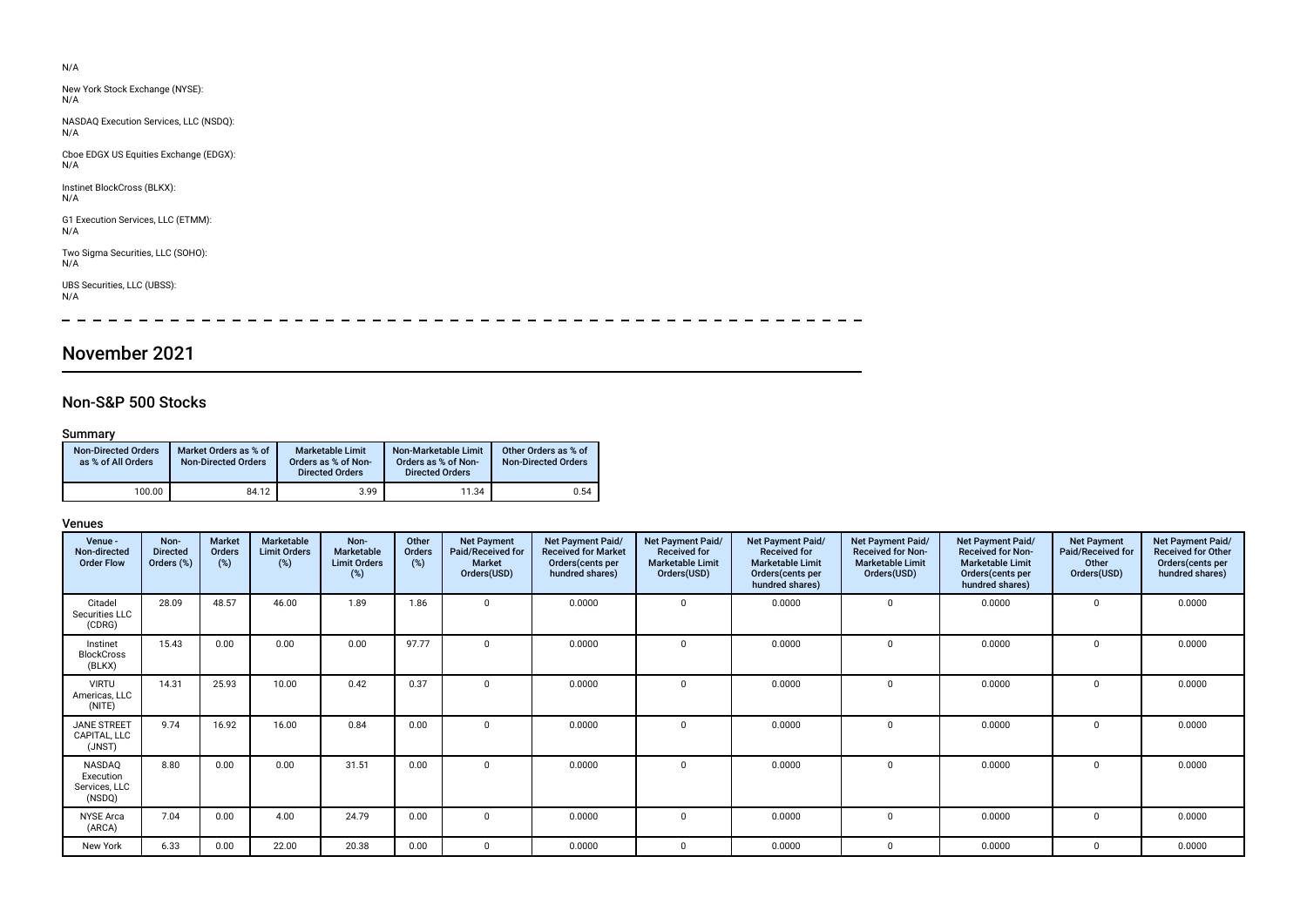N/A

New York Stock Exchange (NYSE):
N/A

NASDAQ Execution Services, LLC (NSDQ):
N/A

Cboe EDGX US Equities Exchange (EDGX):
N/A

Instinet BlockCross (BLKX):
N/A

G1 Execution Services, LLC (ETMM):
N/A

Two Sigma Securities, LLC (SOHO):
N/A

UBS Securities, LLC (UBSS):
N/A

# November 2021

## Non-S&P 500 Stocks

### Summary

| Non-Directed Orders as % of All Orders | Market Orders as % of Non-Directed Orders | Marketable Limit Orders as % of Non-Directed Orders | Non-Marketable Limit Orders as % of Non-Directed Orders | Other Orders as % of Non-Directed Orders |
|---|---|---|---|---|
| 100.00 | 84.12 | 3.99 | 11.34 | 0.54 |

### Venues

| Venue - Non-directed Order Flow | Non-Directed Orders (%) | Market Orders (%) | Marketable Limit Orders (%) | Non-Marketable Limit Orders (%) | Other Orders (%) | Net Payment Paid/Received for Market Orders(USD) | Net Payment Paid/Received for Market Orders(cents per hundred shares) | Net Payment Paid/Received for Marketable Limit Orders(USD) | Net Payment Paid/Received for Marketable Limit Orders(cents per hundred shares) | Net Payment Paid/Received for Non-Marketable Limit Orders(USD) | Net Payment Paid/Received for Non-Marketable Limit Orders(cents per hundred shares) | Net Payment Paid/Received for Other Orders(USD) | Net Payment Paid/Received for Other Orders(cents per hundred shares) |
|---|---|---|---|---|---|---|---|---|---|---|---|---|---|
| Citadel Securities LLC (CDRG) | 28.09 | 48.57 | 46.00 | 1.89 | 1.86 | 0 | 0.0000 | 0 | 0.0000 | 0 | 0.0000 | 0 | 0.0000 |
| Instinet BlockCross (BLKX) | 15.43 | 0.00 | 0.00 | 0.00 | 97.77 | 0 | 0.0000 | 0 | 0.0000 | 0 | 0.0000 | 0 | 0.0000 |
| VIRTU Americas, LLC (NITE) | 14.31 | 25.93 | 10.00 | 0.42 | 0.37 | 0 | 0.0000 | 0 | 0.0000 | 0 | 0.0000 | 0 | 0.0000 |
| JANE STREET CAPITAL, LLC (JNST) | 9.74 | 16.92 | 16.00 | 0.84 | 0.00 | 0 | 0.0000 | 0 | 0.0000 | 0 | 0.0000 | 0 | 0.0000 |
| NASDAQ Execution Services, LLC (NSDQ) | 8.80 | 0.00 | 0.00 | 31.51 | 0.00 | 0 | 0.0000 | 0 | 0.0000 | 0 | 0.0000 | 0 | 0.0000 |
| NYSE Arca (ARCA) | 7.04 | 0.00 | 4.00 | 24.79 | 0.00 | 0 | 0.0000 | 0 | 0.0000 | 0 | 0.0000 | 0 | 0.0000 |
| New York | 6.33 | 0.00 | 22.00 | 20.38 | 0.00 | 0 | 0.0000 | 0 | 0.0000 | 0 | 0.0000 | 0 | 0.0000 |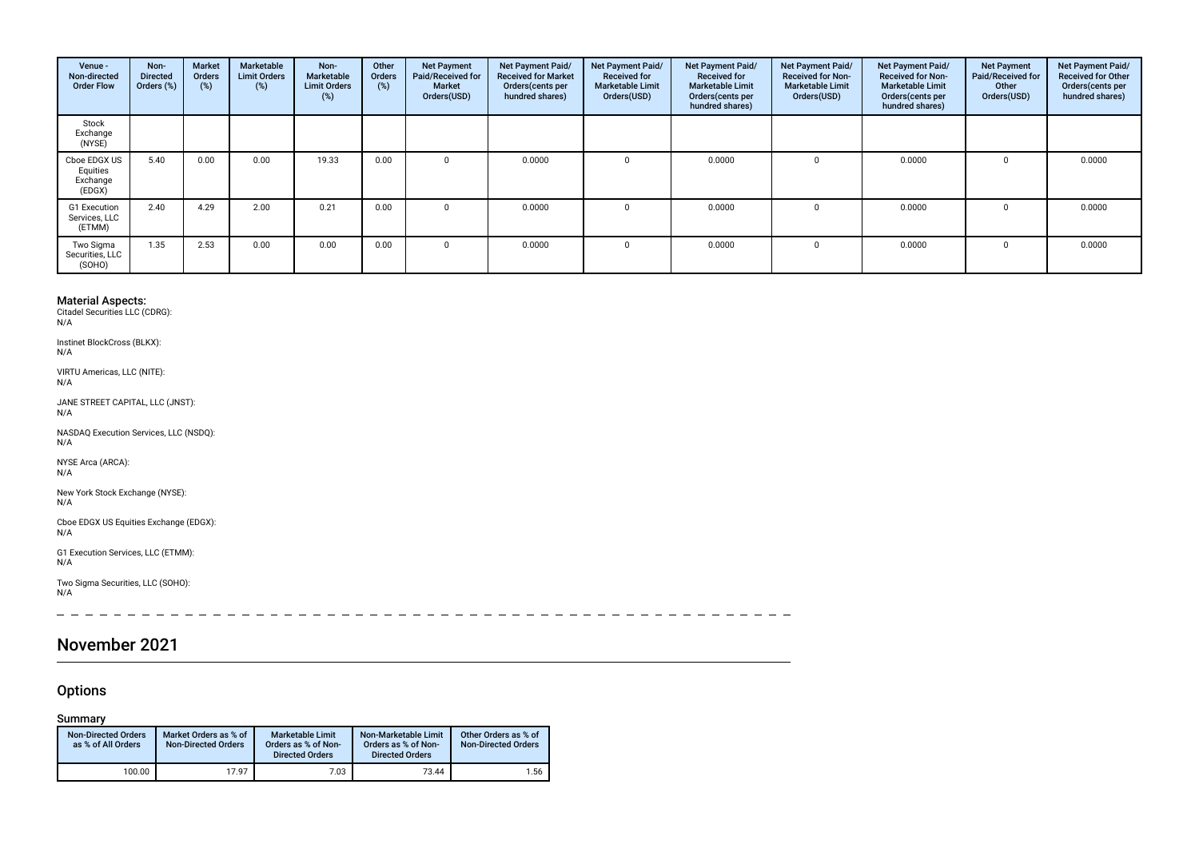| Venue - Non-directed Order Flow | Non-Directed Orders (%) | Market Orders (%) | Marketable Limit Orders (%) | Non-Marketable Limit Orders (%) | Other Orders (%) | Net Payment Paid/Received for Market Orders(USD) | Net Payment Paid/ Received for Market Orders(cents per hundred shares) | Net Payment Paid/ Received for Marketable Limit Orders(USD) | Net Payment Paid/ Received for Marketable Limit Orders(cents per hundred shares) | Net Payment Paid/ Received for Non-Marketable Limit Orders(USD) | Net Payment Paid/ Received for Non-Marketable Limit Orders(cents per hundred shares) | Net Payment Paid/Received for Other Orders(USD) | Net Payment Paid/ Received for Other Orders(cents per hundred shares) |
|---|---|---|---|---|---|---|---|---|---|---|---|---|---|
| Stock Exchange (NYSE) | | | | | | | | | | | | | |
| Cboe EDGX US Equities Exchange (EDGX) | 5.40 | 0.00 | 0.00 | 19.33 | 0.00 | 0 | 0.0000 | 0 | 0.0000 | 0 | 0.0000 | 0 | 0.0000 |
| G1 Execution Services, LLC (ETMM) | 2.40 | 4.29 | 2.00 | 0.21 | 0.00 | 0 | 0.0000 | 0 | 0.0000 | 0 | 0.0000 | 0 | 0.0000 |
| Two Sigma Securities, LLC (SOHO) | 1.35 | 2.53 | 0.00 | 0.00 | 0.00 | 0 | 0.0000 | 0 | 0.0000 | 0 | 0.0000 | 0 | 0.0000 |

### Material Aspects:

Citadel Securities LLC (CDRG):
N/A

Instinet BlockCross (BLKX):
N/A

VIRTU Americas, LLC (NITE):
N/A

JANE STREET CAPITAL, LLC (JNST):
N/A

NASDAQ Execution Services, LLC (NSDQ):
N/A

NYSE Arca (ARCA):
N/A

New York Stock Exchange (NYSE):
N/A

Cboe EDGX US Equities Exchange (EDGX):
N/A

G1 Execution Services, LLC (ETMM):
N/A

Two Sigma Securities, LLC (SOHO):
N/A

# November 2021

## Options

### Summary

| Non-Directed Orders as % of All Orders | Market Orders as % of Non-Directed Orders | Marketable Limit Orders as % of Non-Directed Orders | Non-Marketable Limit Orders as % of Non-Directed Orders | Other Orders as % of Non-Directed Orders |
|---|---|---|---|---|
| 100.00 | 17.97 | 7.03 | 73.44 | 1.56 |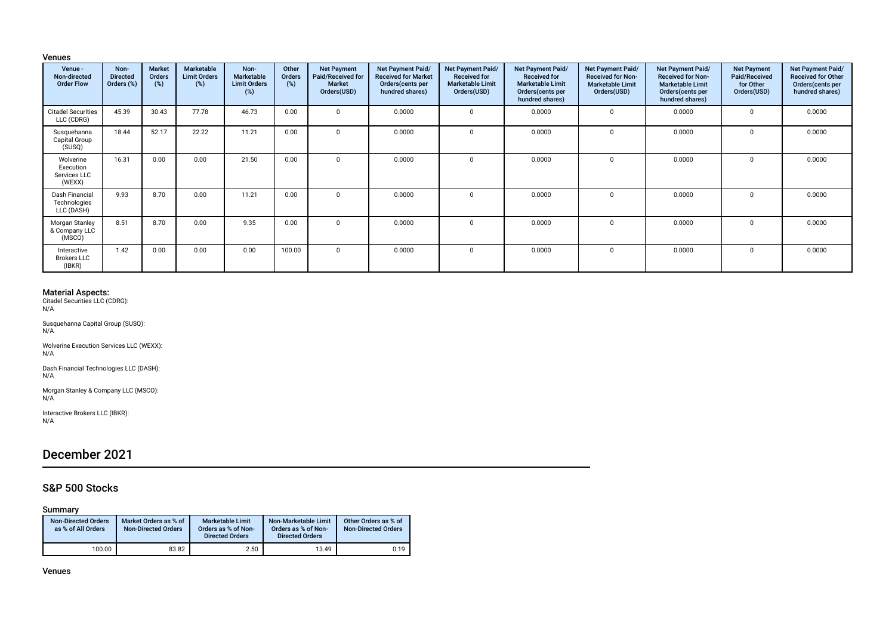### Venues

| Venue - Non-directed Order Flow | Non-Directed Orders (%) | Market Orders (%) | Marketable Limit Orders (%) | Non-Marketable Limit Orders (%) | Other Orders (%) | Net Payment Paid/Received for Market Orders(USD) | Net Payment Paid/ Received for Market Orders(cents per hundred shares) | Net Payment Paid/ Received for Marketable Limit Orders(USD) | Net Payment Paid/ Received for Marketable Limit Orders(cents per hundred shares) | Net Payment Paid/ Received for Non-Marketable Limit Orders(USD) | Net Payment Paid/ Received for Non-Marketable Limit Orders(cents per hundred shares) | Net Payment Paid/Received for Other Orders(USD) | Net Payment Paid/ Received for Other Orders(cents per hundred shares) |
|---|---|---|---|---|---|---|---|---|---|---|---|---|---|
| Citadel Securities LLC (CDRG) | 45.39 | 30.43 | 77.78 | 46.73 | 0.00 | 0 | 0.0000 | 0 | 0.0000 | 0 | 0.0000 | 0 | 0.0000 |
| Susquehanna Capital Group (SUSQ) | 18.44 | 52.17 | 22.22 | 11.21 | 0.00 | 0 | 0.0000 | 0 | 0.0000 | 0 | 0.0000 | 0 | 0.0000 |
| Wolverine Execution Services LLC (WEXX) | 16.31 | 0.00 | 0.00 | 21.50 | 0.00 | 0 | 0.0000 | 0 | 0.0000 | 0 | 0.0000 | 0 | 0.0000 |
| Dash Financial Technologies LLC (DASH) | 9.93 | 8.70 | 0.00 | 11.21 | 0.00 | 0 | 0.0000 | 0 | 0.0000 | 0 | 0.0000 | 0 | 0.0000 |
| Morgan Stanley & Company LLC (MSCO) | 8.51 | 8.70 | 0.00 | 9.35 | 0.00 | 0 | 0.0000 | 0 | 0.0000 | 0 | 0.0000 | 0 | 0.0000 |
| Interactive Brokers LLC (IBKR) | 1.42 | 0.00 | 0.00 | 0.00 | 100.00 | 0 | 0.0000 | 0 | 0.0000 | 0 | 0.0000 | 0 | 0.0000 |

### Material Aspects:

Citadel Securities LLC (CDRG):
N/A

Susquehanna Capital Group (SUSQ):
N/A

Wolverine Execution Services LLC (WEXX):
N/A

Dash Financial Technologies LLC (DASH):
N/A

Morgan Stanley & Company LLC (MSCO):
N/A

Interactive Brokers LLC (IBKR):
N/A

# December 2021

## S&P 500 Stocks

### Summary

| Non-Directed Orders as % of All Orders | Market Orders as % of Non-Directed Orders | Marketable Limit Orders as % of Non-Directed Orders | Non-Marketable Limit Orders as % of Non-Directed Orders | Other Orders as % of Non-Directed Orders |
|---|---|---|---|---|
| 100.00 | 83.82 | 2.50 | 13.49 | 0.19 |

### Venues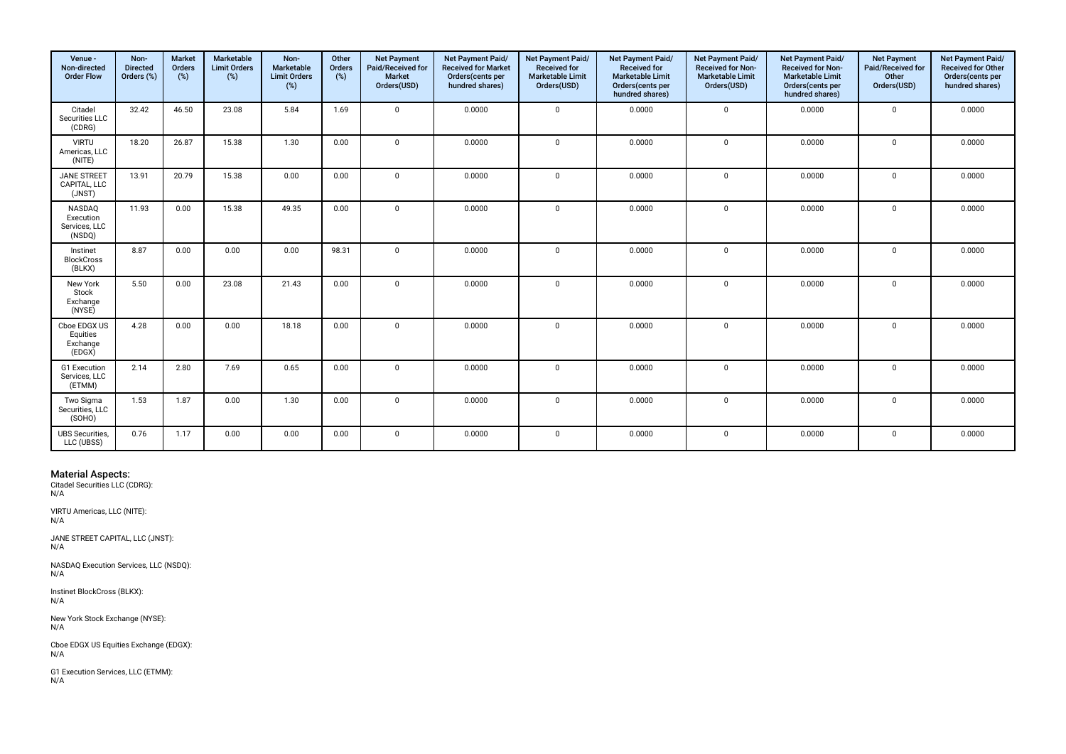| Venue - Non-directed Order Flow | Non-Directed Orders (%) | Market Orders (%) | Marketable Limit Orders (%) | Non-Marketable Limit Orders (%) | Other Orders (%) | Net Payment Paid/Received for Market Orders(USD) | Net Payment Paid/ Received for Market Orders(cents per hundred shares) | Net Payment Paid/ Received for Marketable Limit Orders(USD) | Net Payment Paid/ Received for Marketable Limit Orders(cents per hundred shares) | Net Payment Paid/ Received for Non-Marketable Limit Orders(USD) | Net Payment Paid/ Received for Non-Marketable Limit Orders(cents per hundred shares) | Net Payment Paid/Received for Other Orders(USD) | Net Payment Paid/ Received for Other Orders(cents per hundred shares) |
|---|---|---|---|---|---|---|---|---|---|---|---|---|---|
| Citadel Securities LLC (CDRG) | 32.42 | 46.50 | 23.08 | 5.84 | 1.69 | 0 | 0.0000 | 0 | 0.0000 | 0 | 0.0000 | 0 | 0.0000 |
| VIRTU Americas, LLC (NITE) | 18.20 | 26.87 | 15.38 | 1.30 | 0.00 | 0 | 0.0000 | 0 | 0.0000 | 0 | 0.0000 | 0 | 0.0000 |
| JANE STREET CAPITAL, LLC (JNST) | 13.91 | 20.79 | 15.38 | 0.00 | 0.00 | 0 | 0.0000 | 0 | 0.0000 | 0 | 0.0000 | 0 | 0.0000 |
| NASDAQ Execution Services, LLC (NSDQ) | 11.93 | 0.00 | 15.38 | 49.35 | 0.00 | 0 | 0.0000 | 0 | 0.0000 | 0 | 0.0000 | 0 | 0.0000 |
| Instinet BlockCross (BLKX) | 8.87 | 0.00 | 0.00 | 0.00 | 98.31 | 0 | 0.0000 | 0 | 0.0000 | 0 | 0.0000 | 0 | 0.0000 |
| New York Stock Exchange (NYSE) | 5.50 | 0.00 | 23.08 | 21.43 | 0.00 | 0 | 0.0000 | 0 | 0.0000 | 0 | 0.0000 | 0 | 0.0000 |
| Cboe EDGX US Equities Exchange (EDGX) | 4.28 | 0.00 | 0.00 | 18.18 | 0.00 | 0 | 0.0000 | 0 | 0.0000 | 0 | 0.0000 | 0 | 0.0000 |
| G1 Execution Services, LLC (ETMM) | 2.14 | 2.80 | 7.69 | 0.65 | 0.00 | 0 | 0.0000 | 0 | 0.0000 | 0 | 0.0000 | 0 | 0.0000 |
| Two Sigma Securities, LLC (SOHO) | 1.53 | 1.87 | 0.00 | 1.30 | 0.00 | 0 | 0.0000 | 0 | 0.0000 | 0 | 0.0000 | 0 | 0.0000 |
| UBS Securities, LLC (UBSS) | 0.76 | 1.17 | 0.00 | 0.00 | 0.00 | 0 | 0.0000 | 0 | 0.0000 | 0 | 0.0000 | 0 | 0.0000 |

## Material Aspects:

Citadel Securities LLC (CDRG):
N/A

VIRTU Americas, LLC (NITE):
N/A

JANE STREET CAPITAL, LLC (JNST):
N/A

NASDAQ Execution Services, LLC (NSDQ):
N/A

Instinet BlockCross (BLKX):
N/A

New York Stock Exchange (NYSE):
N/A

Cboe EDGX US Equities Exchange (EDGX):
N/A

G1 Execution Services, LLC (ETMM):
N/A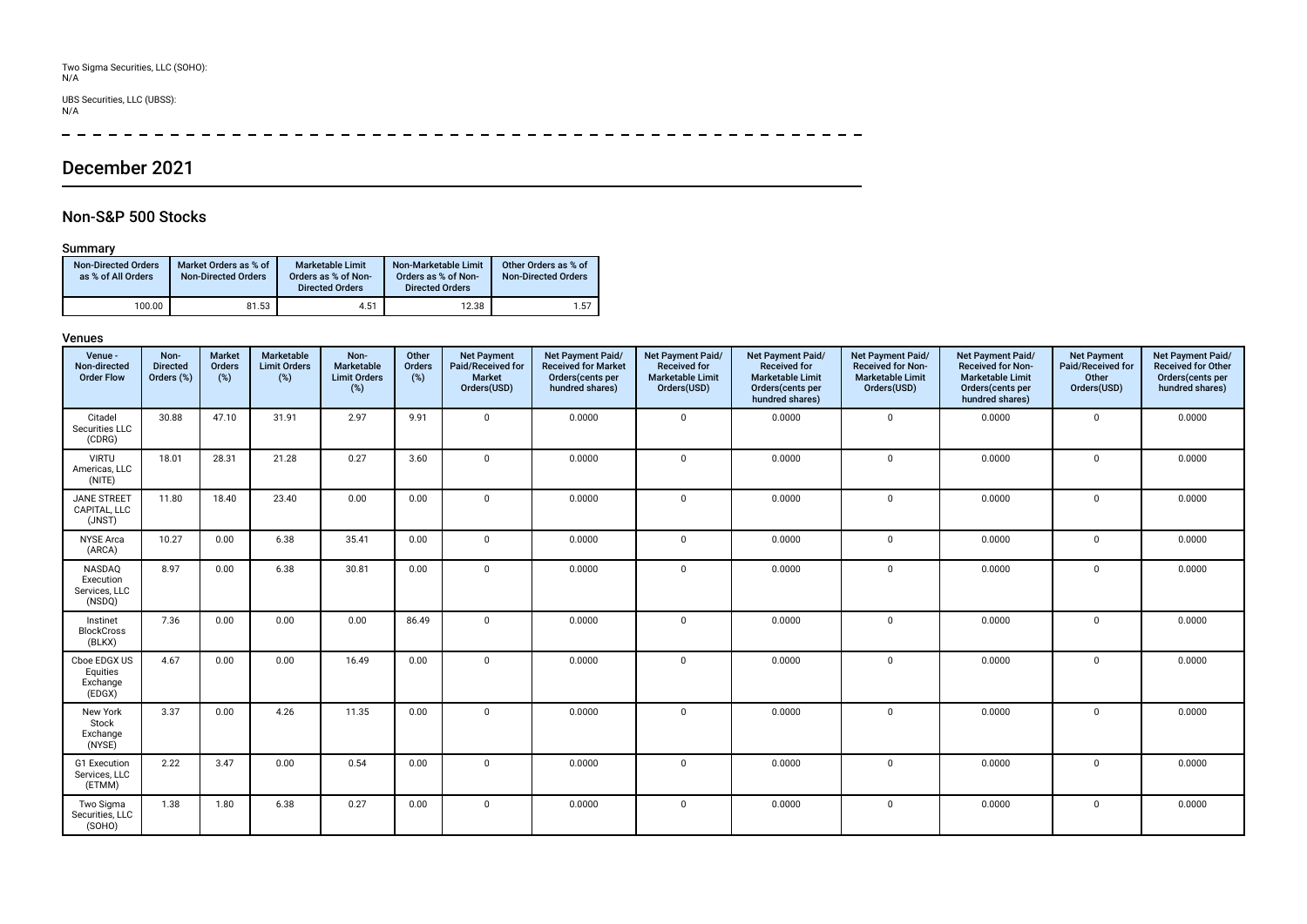Two Sigma Securities, LLC (SOHO):
N/A

UBS Securities, LLC (UBSS):
N/A

---

## December 2021

### Non-S&P 500 Stocks

#### Summary

| Non-Directed Orders as % of All Orders | Market Orders as % of Non-Directed Orders | Marketable Limit Orders as % of Non-Directed Orders | Non-Marketable Limit Orders as % of Non-Directed Orders | Other Orders as % of Non-Directed Orders |
|---|---|---|---|---|
| 100.00 | 81.53 | 4.51 | 12.38 | 1.57 |

#### Venues

| Venue - Non-directed Order Flow | Non-Directed Orders (%) | Market Orders (%) | Marketable Limit Orders (%) | Non-Marketable Limit Orders (%) | Other Orders (%) | Net Payment Paid/Received for Market Orders(USD) | Net Payment Paid/ Received for Market Orders(cents per hundred shares) | Net Payment Paid/ Received for Marketable Limit Orders(USD) | Net Payment Paid/ Received for Marketable Limit Orders(cents per hundred shares) | Net Payment Paid/ Received for Non-Marketable Limit Orders(USD) | Net Payment Paid/ Received for Non-Marketable Limit Orders(cents per hundred shares) | Net Payment Paid/Received for Other Orders(USD) | Net Payment Paid/ Received for Other Orders(cents per hundred shares) |
|---|---|---|---|---|---|---|---|---|---|---|---|---|---|
| Citadel Securities LLC (CDRG) | 30.88 | 47.10 | 31.91 | 2.97 | 9.91 | 0 | 0.0000 | 0 | 0.0000 | 0 | 0.0000 | 0 | 0.0000 |
| VIRTU Americas, LLC (NITE) | 18.01 | 28.31 | 21.28 | 0.27 | 3.60 | 0 | 0.0000 | 0 | 0.0000 | 0 | 0.0000 | 0 | 0.0000 |
| JANE STREET CAPITAL, LLC (JNST) | 11.80 | 18.40 | 23.40 | 0.00 | 0.00 | 0 | 0.0000 | 0 | 0.0000 | 0 | 0.0000 | 0 | 0.0000 |
| NYSE Arca (ARCA) | 10.27 | 0.00 | 6.38 | 35.41 | 0.00 | 0 | 0.0000 | 0 | 0.0000 | 0 | 0.0000 | 0 | 0.0000 |
| NASDAQ Execution Services, LLC (NSDQ) | 8.97 | 0.00 | 6.38 | 30.81 | 0.00 | 0 | 0.0000 | 0 | 0.0000 | 0 | 0.0000 | 0 | 0.0000 |
| Instinet BlockCross (BLKX) | 7.36 | 0.00 | 0.00 | 0.00 | 86.49 | 0 | 0.0000 | 0 | 0.0000 | 0 | 0.0000 | 0 | 0.0000 |
| Cboe EDGX US Equities Exchange (EDGX) | 4.67 | 0.00 | 0.00 | 16.49 | 0.00 | 0 | 0.0000 | 0 | 0.0000 | 0 | 0.0000 | 0 | 0.0000 |
| New York Stock Exchange (NYSE) | 3.37 | 0.00 | 4.26 | 11.35 | 0.00 | 0 | 0.0000 | 0 | 0.0000 | 0 | 0.0000 | 0 | 0.0000 |
| G1 Execution Services, LLC (ETMM) | 2.22 | 3.47 | 0.00 | 0.54 | 0.00 | 0 | 0.0000 | 0 | 0.0000 | 0 | 0.0000 | 0 | 0.0000 |
| Two Sigma Securities, LLC (SOHO) | 1.38 | 1.80 | 6.38 | 0.27 | 0.00 | 0 | 0.0000 | 0 | 0.0000 | 0 | 0.0000 | 0 | 0.0000 |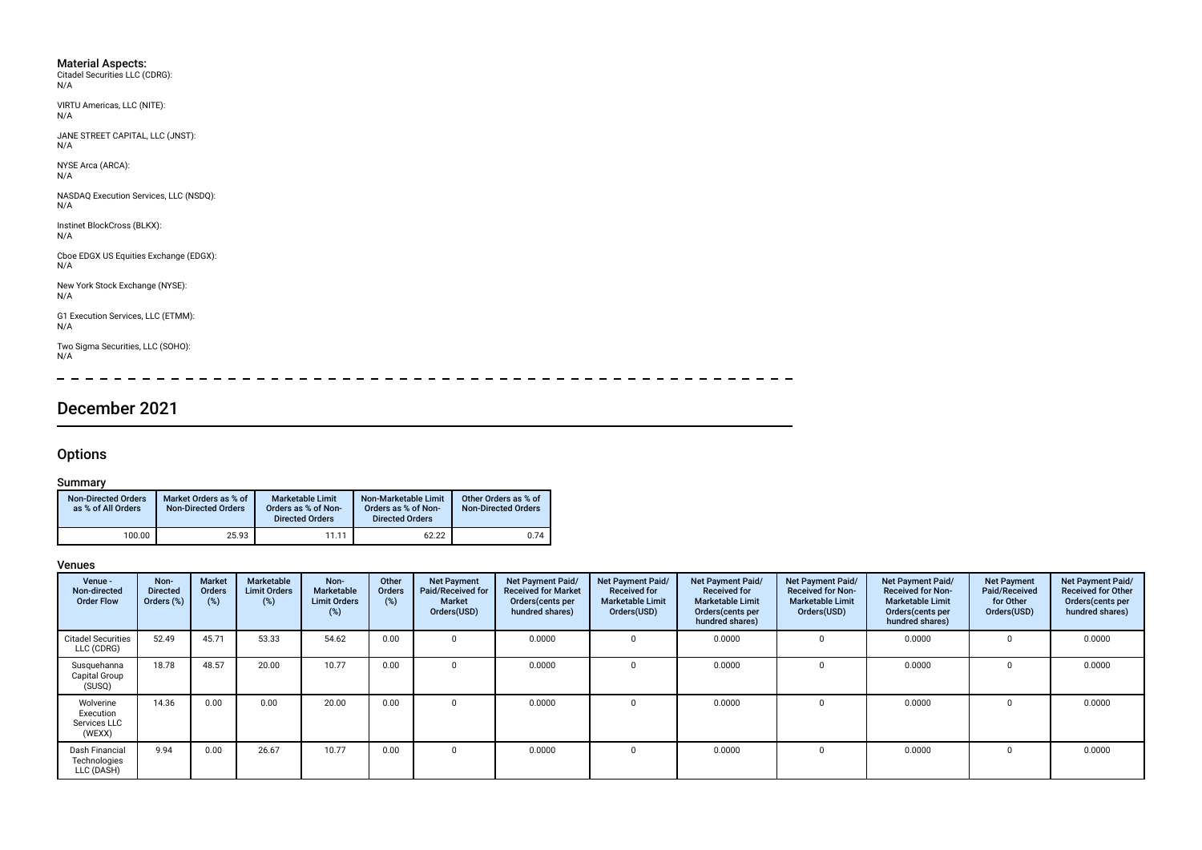**Material Aspects:**

Citadel Securities LLC (CDRG):
N/A

VIRTU Americas, LLC (NITE):
N/A

JANE STREET CAPITAL, LLC (JNST):
N/A

NYSE Arca (ARCA):
N/A

NASDAQ Execution Services, LLC (NSDQ):
N/A

Instinet BlockCross (BLKX):
N/A

Cboe EDGX US Equities Exchange (EDGX):
N/A

New York Stock Exchange (NYSE):
N/A

G1 Execution Services, LLC (ETMM):
N/A

Two Sigma Securities, LLC (SOHO):
N/A

# December 2021

## Options

### Summary

| Non-Directed Orders as % of All Orders | Market Orders as % of Non-Directed Orders | Marketable Limit Orders as % of Non-Directed Orders | Non-Marketable Limit Orders as % of Non-Directed Orders | Other Orders as % of Non-Directed Orders |
|---|---|---|---|---|
| 100.00 | 25.93 | 11.11 | 62.22 | 0.74 |

### Venues

| Venue - Non-directed Order Flow | Non-Directed Orders (%) | Market Orders (%) | Marketable Limit Orders (%) | Non-Marketable Limit Orders (%) | Other Orders (%) | Net Payment Paid/Received for Market Orders(USD) | Net Payment Paid/ Received for Market Orders(cents per hundred shares) | Net Payment Paid/ Received for Marketable Limit Orders(USD) | Net Payment Paid/ Received for Marketable Limit Orders(cents per hundred shares) | Net Payment Paid/ Received for Non-Marketable Limit Orders(USD) | Net Payment Paid/ Received for Non-Marketable Limit Orders(cents per hundred shares) | Net Payment Paid/Received for Other Orders(USD) | Net Payment Paid/ Received for Other Orders(cents per hundred shares) |
|---|---|---|---|---|---|---|---|---|---|---|---|---|---|
| Citadel Securities LLC (CDRG) | 52.49 | 45.71 | 53.33 | 54.62 | 0.00 | 0 | 0.0000 | 0 | 0.0000 | 0 | 0.0000 | 0 | 0.0000 |
| Susquehanna Capital Group (SUSQ) | 18.78 | 48.57 | 20.00 | 10.77 | 0.00 | 0 | 0.0000 | 0 | 0.0000 | 0 | 0.0000 | 0 | 0.0000 |
| Wolverine Execution Services LLC (WEXX) | 14.36 | 0.00 | 0.00 | 20.00 | 0.00 | 0 | 0.0000 | 0 | 0.0000 | 0 | 0.0000 | 0 | 0.0000 |
| Dash Financial Technologies LLC (DASH) | 9.94 | 0.00 | 26.67 | 10.77 | 0.00 | 0 | 0.0000 | 0 | 0.0000 | 0 | 0.0000 | 0 | 0.0000 |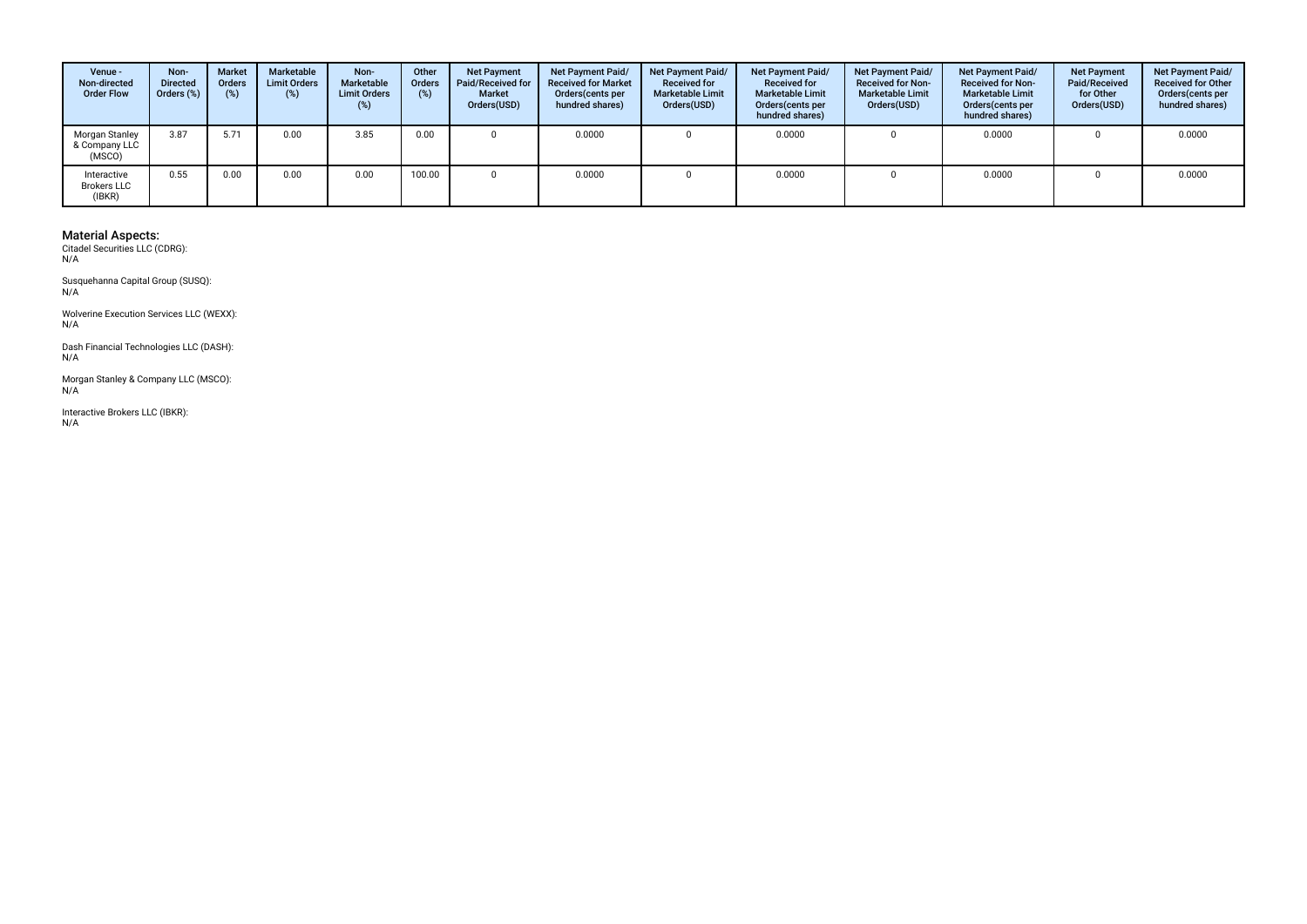| Venue - Non-directed Order Flow | Non-Directed Orders (%) | Market Orders (%) | Marketable Limit Orders (%) | Non-Marketable Limit Orders (%) | Other Orders (%) | Net Payment Paid/Received for Market Orders(USD) | Net Payment Paid/ Received for Market Orders(cents per hundred shares) | Net Payment Paid/ Received for Marketable Limit Orders(USD) | Net Payment Paid/ Received for Marketable Limit Orders(cents per hundred shares) | Net Payment Paid/ Received for Non-Marketable Limit Orders(USD) | Net Payment Paid/ Received for Non-Marketable Limit Orders(cents per hundred shares) | Net Payment Paid/Received for Other Orders(USD) | Net Payment Paid/ Received for Other Orders(cents per hundred shares) |
|---|---|---|---|---|---|---|---|---|---|---|---|---|---|
| Morgan Stanley & Company LLC (MSCO) | 3.87 | 5.71 | 0.00 | 3.85 | 0.00 | 0 | 0.0000 | 0 | 0.0000 | 0 | 0.0000 | 0 | 0.0000 |
| Interactive Brokers LLC (IBKR) | 0.55 | 0.00 | 0.00 | 0.00 | 100.00 | 0 | 0.0000 | 0 | 0.0000 | 0 | 0.0000 | 0 | 0.0000 |

## Material Aspects:

Citadel Securities LLC (CDRG):
N/A

Susquehanna Capital Group (SUSQ):
N/A

Wolverine Execution Services LLC (WEXX):
N/A

Dash Financial Technologies LLC (DASH):
N/A

Morgan Stanley & Company LLC (MSCO):
N/A

Interactive Brokers LLC (IBKR):
N/A